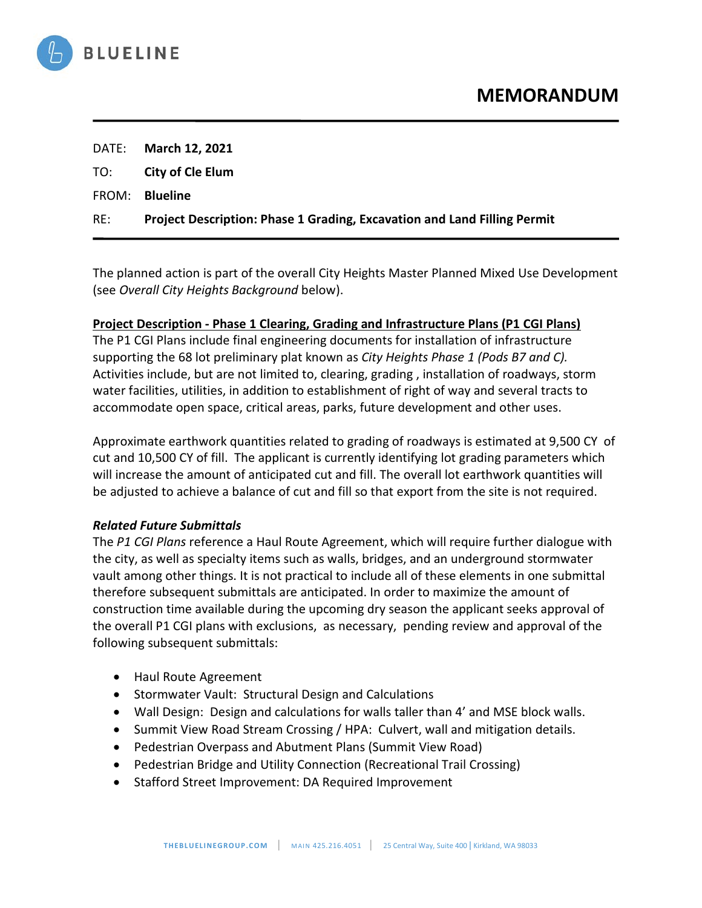BLUELINE

# MEMORANDUM

DATE: **March 12, 2021**

TO: **City of Cle Elum**

FROM: **Blueline**

RE: **Project Description: Phase 1 Grading, Excavation and Land Filling Permit**

---

The planned action is part of the overall City Heights Master Planned Mixed Use Development (see *Overall City Heights Background* below).

**Project Description - Phase 1 Clearing, Grading and Infrastructure Plans (P1 CGI Plans)**

The P1 CGI Plans include final engineering documents for installation of infrastructure supporting the 68 lot preliminary plat known as *City Heights Phase 1 (Pods B7 and C).* Activities include, but are not limited to, clearing, grading , installation of roadways, storm water facilities, utilities, in addition to establishment of right of way and several tracts to accommodate open space, critical areas, parks, future development and other uses.

Approximate earthwork quantities related to grading of roadways is estimated at 9,500 CY of cut and 10,500 CY of fill. The applicant is currently identifying lot grading parameters which will increase the amount of anticipated cut and fill. The overall lot earthwork quantities will be adjusted to achieve a balance of cut and fill so that export from the site is not required.

***Related Future Submittals***

The *P1 CGI Plans* reference a Haul Route Agreement, which will require further dialogue with the city, as well as specialty items such as walls, bridges, and an underground stormwater vault among other things. It is not practical to include all of these elements in one submittal therefore subsequent submittals are anticipated. In order to maximize the amount of construction time available during the upcoming dry season the applicant seeks approval of the overall P1 CGI plans with exclusions, as necessary, pending review and approval of the following subsequent submittals:

- Haul Route Agreement
- Stormwater Vault: Structural Design and Calculations
- Wall Design: Design and calculations for walls taller than 4' and MSE block walls.
- Summit View Road Stream Crossing / HPA: Culvert, wall and mitigation details.
- Pedestrian Overpass and Abutment Plans (Summit View Road)
- Pedestrian Bridge and Utility Connection (Recreational Trail Crossing)
- Stafford Street Improvement: DA Required Improvement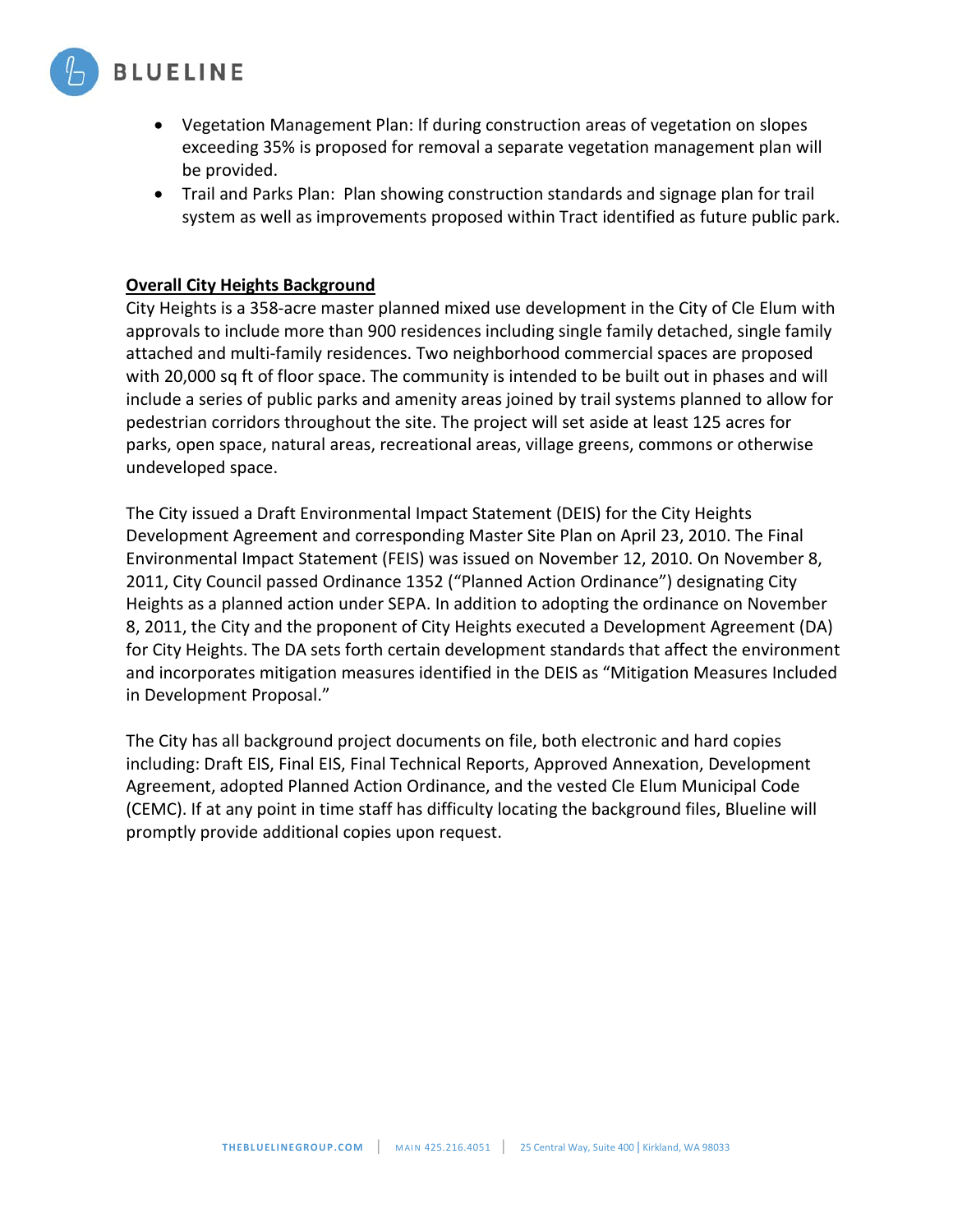- Vegetation Management Plan: If during construction areas of vegetation on slopes exceeding 35% is proposed for removal a separate vegetation management plan will be provided.
- Trail and Parks Plan: Plan showing construction standards and signage plan for trail system as well as improvements proposed within Tract identified as future public park.

**Overall City Heights Background**

City Heights is a 358-acre master planned mixed use development in the City of Cle Elum with approvals to include more than 900 residences including single family detached, single family attached and multi-family residences. Two neighborhood commercial spaces are proposed with 20,000 sq ft of floor space. The community is intended to be built out in phases and will include a series of public parks and amenity areas joined by trail systems planned to allow for pedestrian corridors throughout the site. The project will set aside at least 125 acres for parks, open space, natural areas, recreational areas, village greens, commons or otherwise undeveloped space.

The City issued a Draft Environmental Impact Statement (DEIS) for the City Heights Development Agreement and corresponding Master Site Plan on April 23, 2010. The Final Environmental Impact Statement (FEIS) was issued on November 12, 2010. On November 8, 2011, City Council passed Ordinance 1352 ("Planned Action Ordinance") designating City Heights as a planned action under SEPA. In addition to adopting the ordinance on November 8, 2011, the City and the proponent of City Heights executed a Development Agreement (DA) for City Heights. The DA sets forth certain development standards that affect the environment and incorporates mitigation measures identified in the DEIS as "Mitigation Measures Included in Development Proposal."

The City has all background project documents on file, both electronic and hard copies including: Draft EIS, Final EIS, Final Technical Reports, Approved Annexation, Development Agreement, adopted Planned Action Ordinance, and the vested Cle Elum Municipal Code (CEMC). If at any point in time staff has difficulty locating the background files, Blueline will promptly provide additional copies upon request.